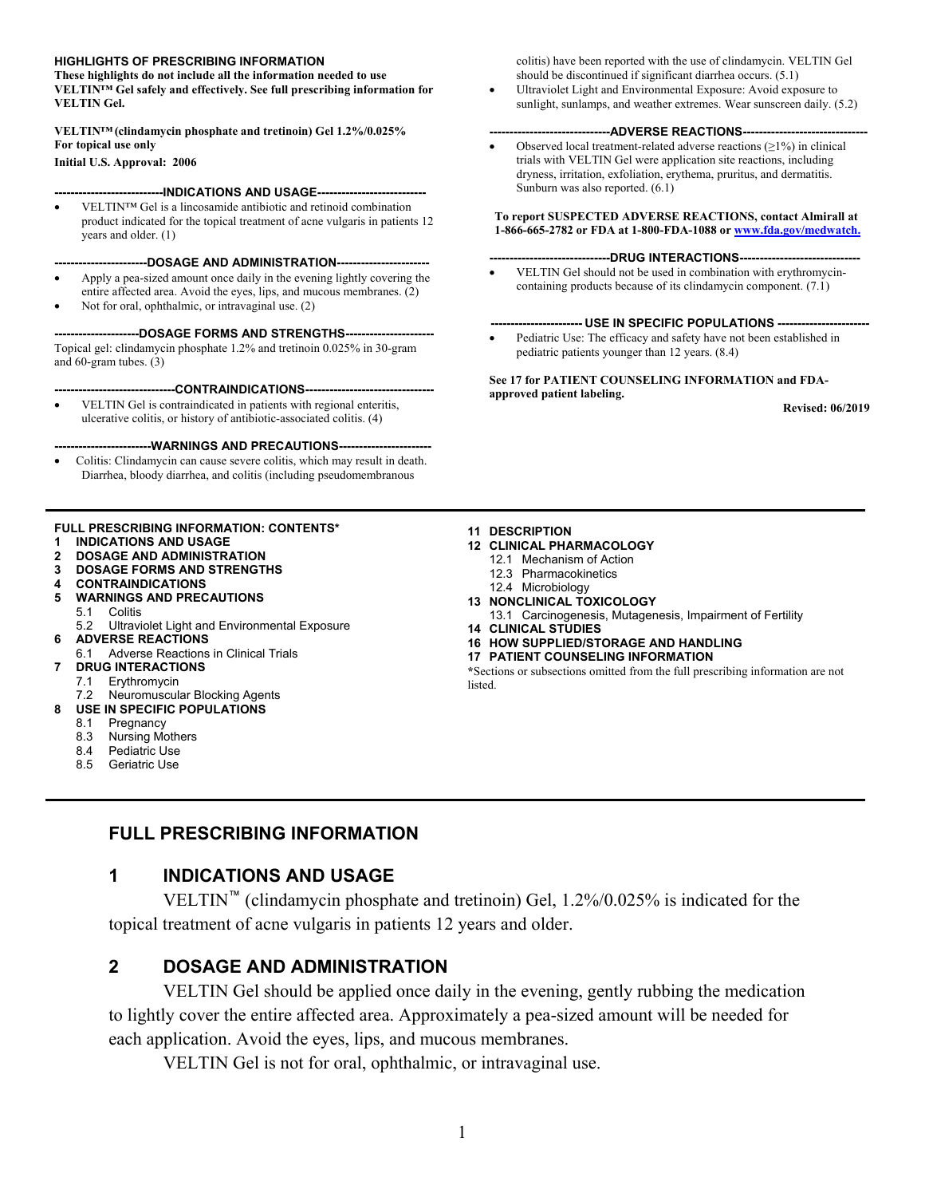**HIGHLIGHTS OF PRESCRIBING INFORMATION**
**These highlights do not include all the information needed to use VELTIN™ Gel safely and effectively. See full prescribing information for VELTIN Gel.**

**VELTIN™ (clindamycin phosphate and tretinoin) Gel 1.2%/0.025%**
**For topical use only**
**Initial U.S. Approval: 2006**

**---INDICATIONS AND USAGE---**

- VELTIN™ Gel is a lincosamide antibiotic and retinoid combination product indicated for the topical treatment of acne vulgaris in patients 12 years and older. (1)

**---DOSAGE AND ADMINISTRATION---**

- Apply a pea-sized amount once daily in the evening lightly covering the entire affected area. Avoid the eyes, lips, and mucous membranes. (2)
- Not for oral, ophthalmic, or intravaginal use. (2)

**---DOSAGE FORMS AND STRENGTHS---**

Topical gel: clindamycin phosphate 1.2% and tretinoin 0.025% in 30-gram and 60-gram tubes. (3)

**---CONTRAINDICATIONS---**

- VELTIN Gel is contraindicated in patients with regional enteritis, ulcerative colitis, or history of antibiotic-associated colitis. (4)

**---WARNINGS AND PRECAUTIONS---**

- Colitis: Clindamycin can cause severe colitis, which may result in death. Diarrhea, bloody diarrhea, and colitis (including pseudomembranous colitis) have been reported with the use of clindamycin. VELTIN Gel should be discontinued if significant diarrhea occurs. (5.1)
- Ultraviolet Light and Environmental Exposure: Avoid exposure to sunlight, sunlamps, and weather extremes. Wear sunscreen daily. (5.2)

**---ADVERSE REACTIONS---**

- Observed local treatment-related adverse reactions (≥1%) in clinical trials with VELTIN Gel were application site reactions, including dryness, irritation, exfoliation, erythema, pruritus, and dermatitis. Sunburn was also reported. (6.1)

**To report SUSPECTED ADVERSE REACTIONS, contact Almirall at 1-866-665-2782 or FDA at 1-800-FDA-1088 or www.fda.gov/medwatch.**

**---DRUG INTERACTIONS---**

- VELTIN Gel should not be used in combination with erythromycin-containing products because of its clindamycin component. (7.1)

**--- USE IN SPECIFIC POPULATIONS ---**

- Pediatric Use: The efficacy and safety have not been established in pediatric patients younger than 12 years. (8.4)

**See 17 for PATIENT COUNSELING INFORMATION and FDA-approved patient labeling.**

**Revised: 06/2019**

---

**FULL PRESCRIBING INFORMATION: CONTENTS***

**1 INDICATIONS AND USAGE**
**2 DOSAGE AND ADMINISTRATION**
**3 DOSAGE FORMS AND STRENGTHS**
**4 CONTRAINDICATIONS**
**5 WARNINGS AND PRECAUTIONS**
 5.1 Colitis
 5.2 Ultraviolet Light and Environmental Exposure
**6 ADVERSE REACTIONS**
 6.1 Adverse Reactions in Clinical Trials
**7 DRUG INTERACTIONS**
 7.1 Erythromycin
 7.2 Neuromuscular Blocking Agents
**8 USE IN SPECIFIC POPULATIONS**
 8.1 Pregnancy
 8.3 Nursing Mothers
 8.4 Pediatric Use
 8.5 Geriatric Use
**11 DESCRIPTION**
**12 CLINICAL PHARMACOLOGY**
 12.1 Mechanism of Action
 12.3 Pharmacokinetics
 12.4 Microbiology
**13 NONCLINICAL TOXICOLOGY**
 13.1 Carcinogenesis, Mutagenesis, Impairment of Fertility
**14 CLINICAL STUDIES**
**16 HOW SUPPLIED/STORAGE AND HANDLING**
**17 PATIENT COUNSELING INFORMATION**

*Sections or subsections omitted from the full prescribing information are not listed.

---

# FULL PRESCRIBING INFORMATION

## 1 INDICATIONS AND USAGE

VELTIN™ (clindamycin phosphate and tretinoin) Gel, 1.2%/0.025% is indicated for the topical treatment of acne vulgaris in patients 12 years and older.

## 2 DOSAGE AND ADMINISTRATION

VELTIN Gel should be applied once daily in the evening, gently rubbing the medication to lightly cover the entire affected area. Approximately a pea-sized amount will be needed for each application. Avoid the eyes, lips, and mucous membranes.

VELTIN Gel is not for oral, ophthalmic, or intravaginal use.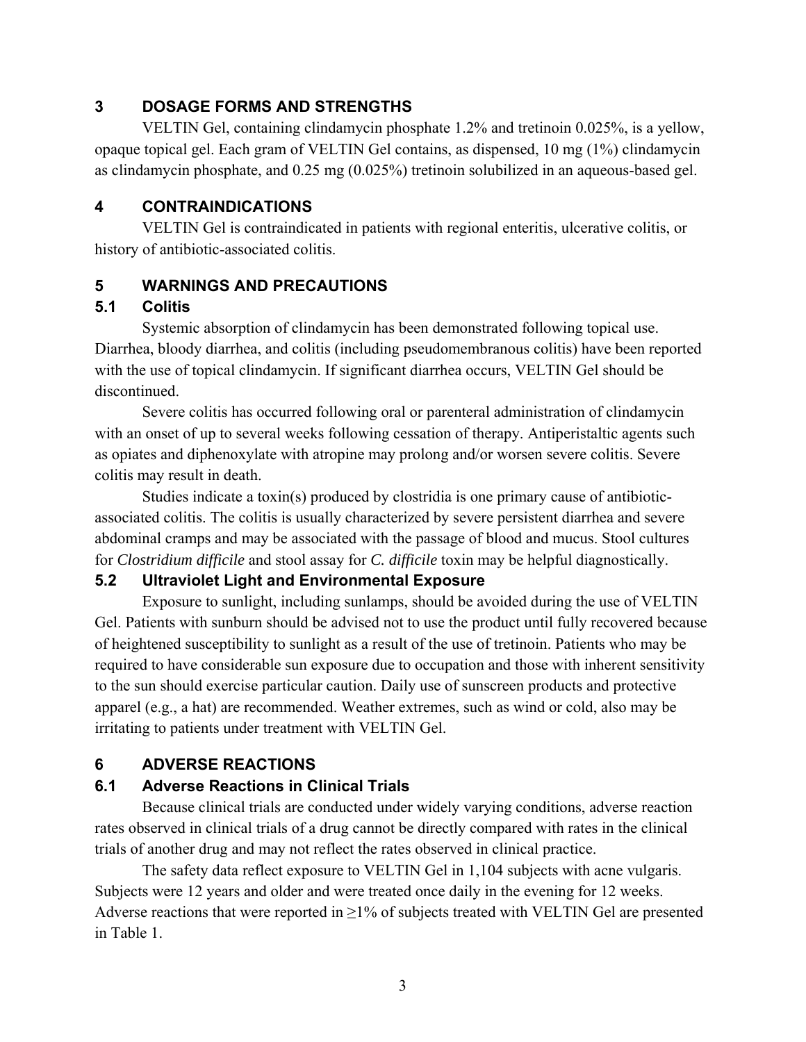## 3 DOSAGE FORMS AND STRENGTHS

VELTIN Gel, containing clindamycin phosphate 1.2% and tretinoin 0.025%, is a yellow, opaque topical gel. Each gram of VELTIN Gel contains, as dispensed, 10 mg (1%) clindamycin as clindamycin phosphate, and 0.25 mg (0.025%) tretinoin solubilized in an aqueous-based gel.

## 4 CONTRAINDICATIONS

VELTIN Gel is contraindicated in patients with regional enteritis, ulcerative colitis, or history of antibiotic-associated colitis.

## 5 WARNINGS AND PRECAUTIONS

### 5.1 Colitis

Systemic absorption of clindamycin has been demonstrated following topical use. Diarrhea, bloody diarrhea, and colitis (including pseudomembranous colitis) have been reported with the use of topical clindamycin. If significant diarrhea occurs, VELTIN Gel should be discontinued.

Severe colitis has occurred following oral or parenteral administration of clindamycin with an onset of up to several weeks following cessation of therapy. Antiperistaltic agents such as opiates and diphenoxylate with atropine may prolong and/or worsen severe colitis. Severe colitis may result in death.

Studies indicate a toxin(s) produced by clostridia is one primary cause of antibiotic-associated colitis. The colitis is usually characterized by severe persistent diarrhea and severe abdominal cramps and may be associated with the passage of blood and mucus. Stool cultures for *Clostridium difficile* and stool assay for *C. difficile* toxin may be helpful diagnostically.

### 5.2 Ultraviolet Light and Environmental Exposure

Exposure to sunlight, including sunlamps, should be avoided during the use of VELTIN Gel. Patients with sunburn should be advised not to use the product until fully recovered because of heightened susceptibility to sunlight as a result of the use of tretinoin. Patients who may be required to have considerable sun exposure due to occupation and those with inherent sensitivity to the sun should exercise particular caution. Daily use of sunscreen products and protective apparel (e.g., a hat) are recommended. Weather extremes, such as wind or cold, also may be irritating to patients under treatment with VELTIN Gel.

## 6 ADVERSE REACTIONS

### 6.1 Adverse Reactions in Clinical Trials

Because clinical trials are conducted under widely varying conditions, adverse reaction rates observed in clinical trials of a drug cannot be directly compared with rates in the clinical trials of another drug and may not reflect the rates observed in clinical practice.

The safety data reflect exposure to VELTIN Gel in 1,104 subjects with acne vulgaris. Subjects were 12 years and older and were treated once daily in the evening for 12 weeks. Adverse reactions that were reported in ≥1% of subjects treated with VELTIN Gel are presented in Table 1.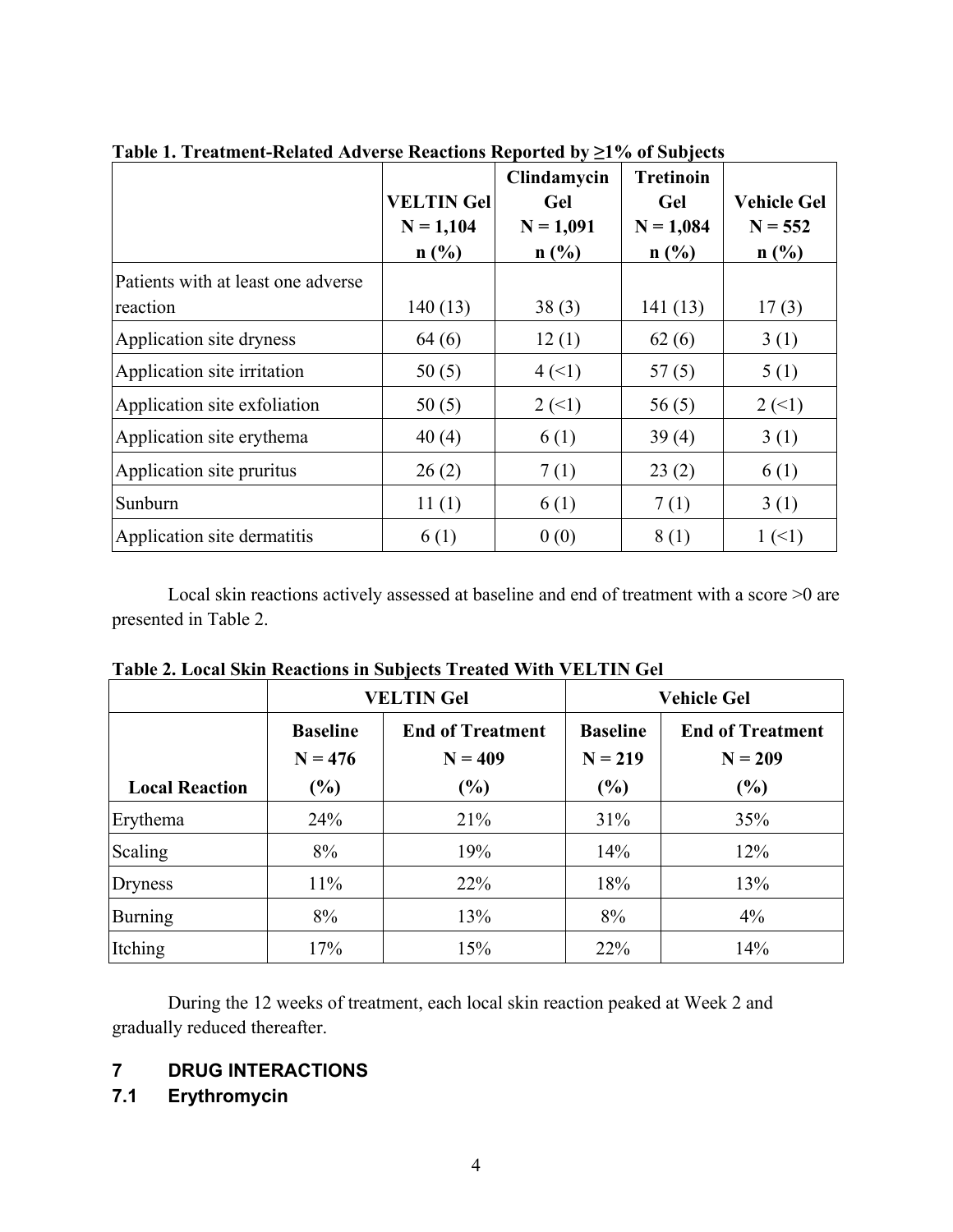**Table 1. Treatment-Related Adverse Reactions Reported by ≥1% of Subjects**

| | VELTIN Gel N = 1,104 n (%) | Clindamycin Gel N = 1,091 n (%) | Tretinoin Gel N = 1,084 n (%) | Vehicle Gel N = 552 n (%) |
|---|---|---|---|---|
| Patients with at least one adverse reaction | 140 (13) | 38 (3) | 141 (13) | 17 (3) |
| Application site dryness | 64 (6) | 12 (1) | 62 (6) | 3 (1) |
| Application site irritation | 50 (5) | 4 (<1) | 57 (5) | 5 (1) |
| Application site exfoliation | 50 (5) | 2 (<1) | 56 (5) | 2 (<1) |
| Application site erythema | 40 (4) | 6 (1) | 39 (4) | 3 (1) |
| Application site pruritus | 26 (2) | 7 (1) | 23 (2) | 6 (1) |
| Sunburn | 11 (1) | 6 (1) | 7 (1) | 3 (1) |
| Application site dermatitis | 6 (1) | 0 (0) | 8 (1) | 1 (<1) |

Local skin reactions actively assessed at baseline and end of treatment with a score >0 are presented in Table 2.

**Table 2. Local Skin Reactions in Subjects Treated With VELTIN Gel**

| | VELTIN Gel | | Vehicle Gel | |
|---|---|---|---|---|
| **Local Reaction** | **Baseline N = 476 (%)** | **End of Treatment N = 409 (%)** | **Baseline N = 219 (%)** | **End of Treatment N = 209 (%)** |
| Erythema | 24% | 21% | 31% | 35% |
| Scaling | 8% | 19% | 14% | 12% |
| Dryness | 11% | 22% | 18% | 13% |
| Burning | 8% | 13% | 8% | 4% |
| Itching | 17% | 15% | 22% | 14% |

During the 12 weeks of treatment, each local skin reaction peaked at Week 2 and gradually reduced thereafter.

## 7 DRUG INTERACTIONS

### 7.1 Erythromycin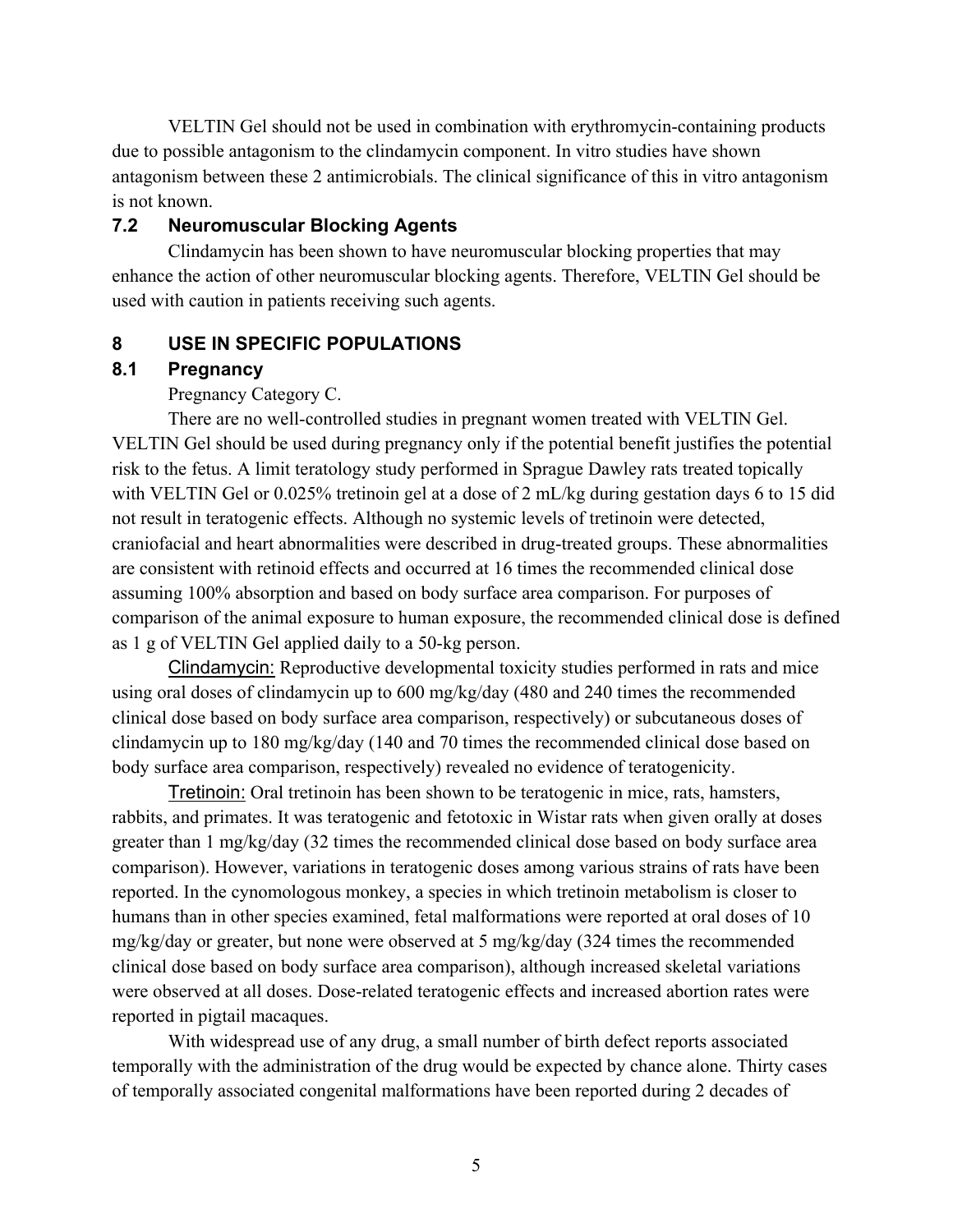VELTIN Gel should not be used in combination with erythromycin-containing products due to possible antagonism to the clindamycin component. In vitro studies have shown antagonism between these 2 antimicrobials. The clinical significance of this in vitro antagonism is not known.

### 7.2 Neuromuscular Blocking Agents

Clindamycin has been shown to have neuromuscular blocking properties that may enhance the action of other neuromuscular blocking agents. Therefore, VELTIN Gel should be used with caution in patients receiving such agents.

## 8 USE IN SPECIFIC POPULATIONS

### 8.1 Pregnancy

Pregnancy Category C.

There are no well-controlled studies in pregnant women treated with VELTIN Gel. VELTIN Gel should be used during pregnancy only if the potential benefit justifies the potential risk to the fetus. A limit teratology study performed in Sprague Dawley rats treated topically with VELTIN Gel or 0.025% tretinoin gel at a dose of 2 mL/kg during gestation days 6 to 15 did not result in teratogenic effects. Although no systemic levels of tretinoin were detected, craniofacial and heart abnormalities were described in drug-treated groups. These abnormalities are consistent with retinoid effects and occurred at 16 times the recommended clinical dose assuming 100% absorption and based on body surface area comparison. For purposes of comparison of the animal exposure to human exposure, the recommended clinical dose is defined as 1 g of VELTIN Gel applied daily to a 50-kg person.

Clindamycin: Reproductive developmental toxicity studies performed in rats and mice using oral doses of clindamycin up to 600 mg/kg/day (480 and 240 times the recommended clinical dose based on body surface area comparison, respectively) or subcutaneous doses of clindamycin up to 180 mg/kg/day (140 and 70 times the recommended clinical dose based on body surface area comparison, respectively) revealed no evidence of teratogenicity.

Tretinoin: Oral tretinoin has been shown to be teratogenic in mice, rats, hamsters, rabbits, and primates. It was teratogenic and fetotoxic in Wistar rats when given orally at doses greater than 1 mg/kg/day (32 times the recommended clinical dose based on body surface area comparison). However, variations in teratogenic doses among various strains of rats have been reported. In the cynomologous monkey, a species in which tretinoin metabolism is closer to humans than in other species examined, fetal malformations were reported at oral doses of 10 mg/kg/day or greater, but none were observed at 5 mg/kg/day (324 times the recommended clinical dose based on body surface area comparison), although increased skeletal variations were observed at all doses. Dose-related teratogenic effects and increased abortion rates were reported in pigtail macaques.

With widespread use of any drug, a small number of birth defect reports associated temporally with the administration of the drug would be expected by chance alone. Thirty cases of temporally associated congenital malformations have been reported during 2 decades of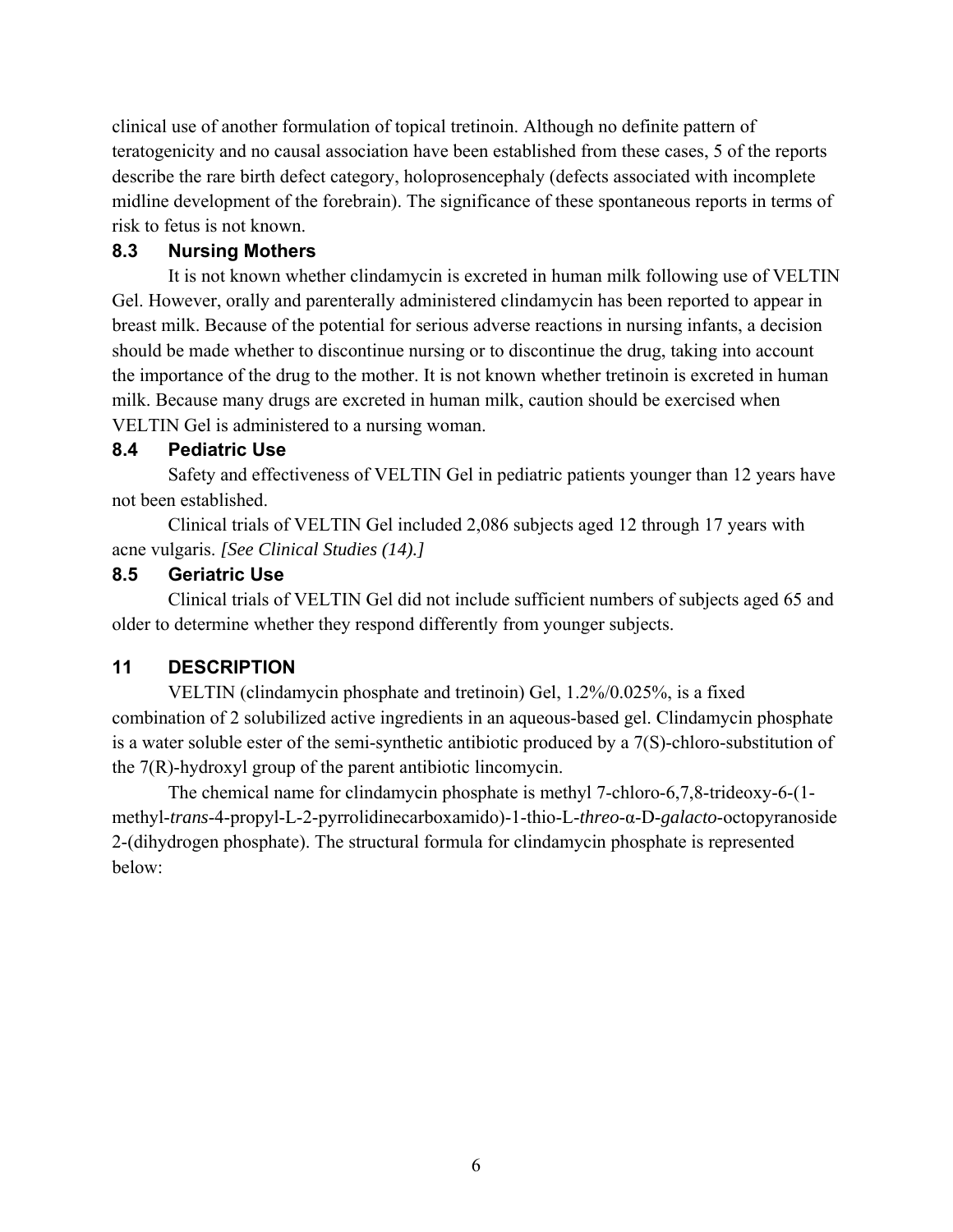clinical use of another formulation of topical tretinoin. Although no definite pattern of teratogenicity and no causal association have been established from these cases, 5 of the reports describe the rare birth defect category, holoprosencephaly (defects associated with incomplete midline development of the forebrain). The significance of these spontaneous reports in terms of risk to fetus is not known.

### 8.3 Nursing Mothers

It is not known whether clindamycin is excreted in human milk following use of VELTIN Gel. However, orally and parenterally administered clindamycin has been reported to appear in breast milk. Because of the potential for serious adverse reactions in nursing infants, a decision should be made whether to discontinue nursing or to discontinue the drug, taking into account the importance of the drug to the mother. It is not known whether tretinoin is excreted in human milk. Because many drugs are excreted in human milk, caution should be exercised when VELTIN Gel is administered to a nursing woman.

### 8.4 Pediatric Use

Safety and effectiveness of VELTIN Gel in pediatric patients younger than 12 years have not been established.

Clinical trials of VELTIN Gel included 2,086 subjects aged 12 through 17 years with acne vulgaris. *[See Clinical Studies (14).]*

### 8.5 Geriatric Use

Clinical trials of VELTIN Gel did not include sufficient numbers of subjects aged 65 and older to determine whether they respond differently from younger subjects.

## 11 DESCRIPTION

VELTIN (clindamycin phosphate and tretinoin) Gel, 1.2%/0.025%, is a fixed combination of 2 solubilized active ingredients in an aqueous-based gel. Clindamycin phosphate is a water soluble ester of the semi-synthetic antibiotic produced by a 7(S)-chloro-substitution of the 7(R)-hydroxyl group of the parent antibiotic lincomycin.

The chemical name for clindamycin phosphate is methyl 7-chloro-6,7,8-trideoxy-6-(1-methyl-*trans*-4-propyl-L-2-pyrrolidinecarboxamido)-1-thio-L-*threo*-α-D-*galacto*-octopyranoside 2-(dihydrogen phosphate). The structural formula for clindamycin phosphate is represented below: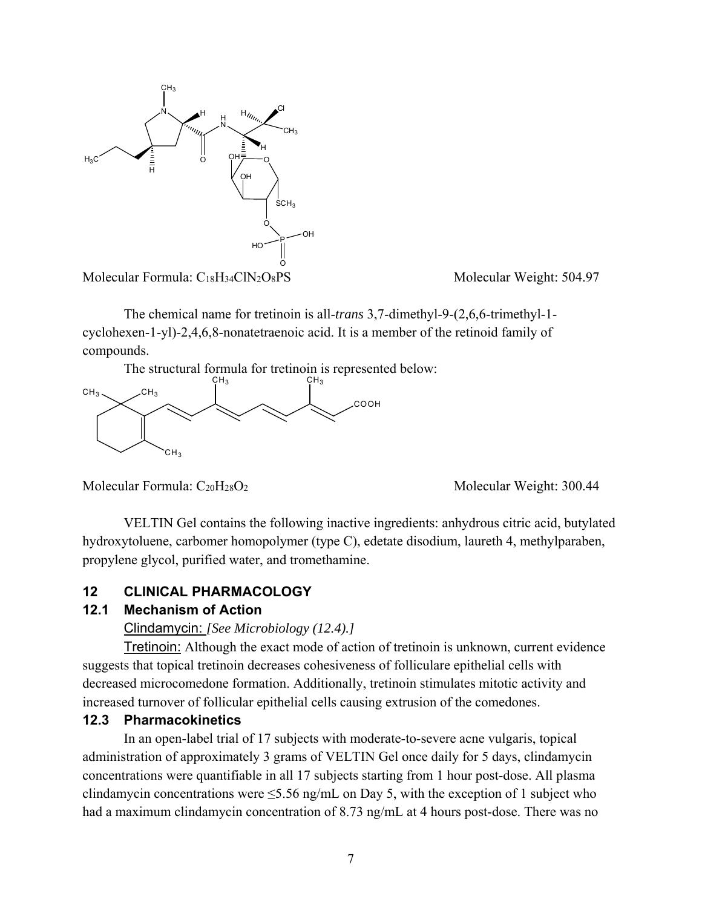Molecular Formula: $C_{18}H_{34}ClN_2O_8PS$ Molecular Weight: 504.97

The chemical name for tretinoin is all-*trans* 3,7-dimethyl-9-(2,6,6-trimethyl-1-cyclohexen-1-yl)-2,4,6,8-nonatetraenoic acid. It is a member of the retinoid family of compounds.

The structural formula for tretinoin is represented below:

Molecular Formula: $C_{20}H_{28}O_2$ Molecular Weight: 300.44

VELTIN Gel contains the following inactive ingredients: anhydrous citric acid, butylated hydroxytoluene, carbomer homopolymer (type C), edetate disodium, laureth 4, methylparaben, propylene glycol, purified water, and tromethamine.

## 12 CLINICAL PHARMACOLOGY

### 12.1 Mechanism of Action

Clindamycin: *[See Microbiology (12.4).]*

Tretinoin: Although the exact mode of action of tretinoin is unknown, current evidence suggests that topical tretinoin decreases cohesiveness of folliculare epithelial cells with decreased microcomedone formation. Additionally, tretinoin stimulates mitotic activity and increased turnover of follicular epithelial cells causing extrusion of the comedones.

### 12.3 Pharmacokinetics

In an open-label trial of 17 subjects with moderate-to-severe acne vulgaris, topical administration of approximately 3 grams of VELTIN Gel once daily for 5 days, clindamycin concentrations were quantifiable in all 17 subjects starting from 1 hour post-dose. All plasma clindamycin concentrations were ≤5.56 ng/mL on Day 5, with the exception of 1 subject who had a maximum clindamycin concentration of 8.73 ng/mL at 4 hours post-dose. There was no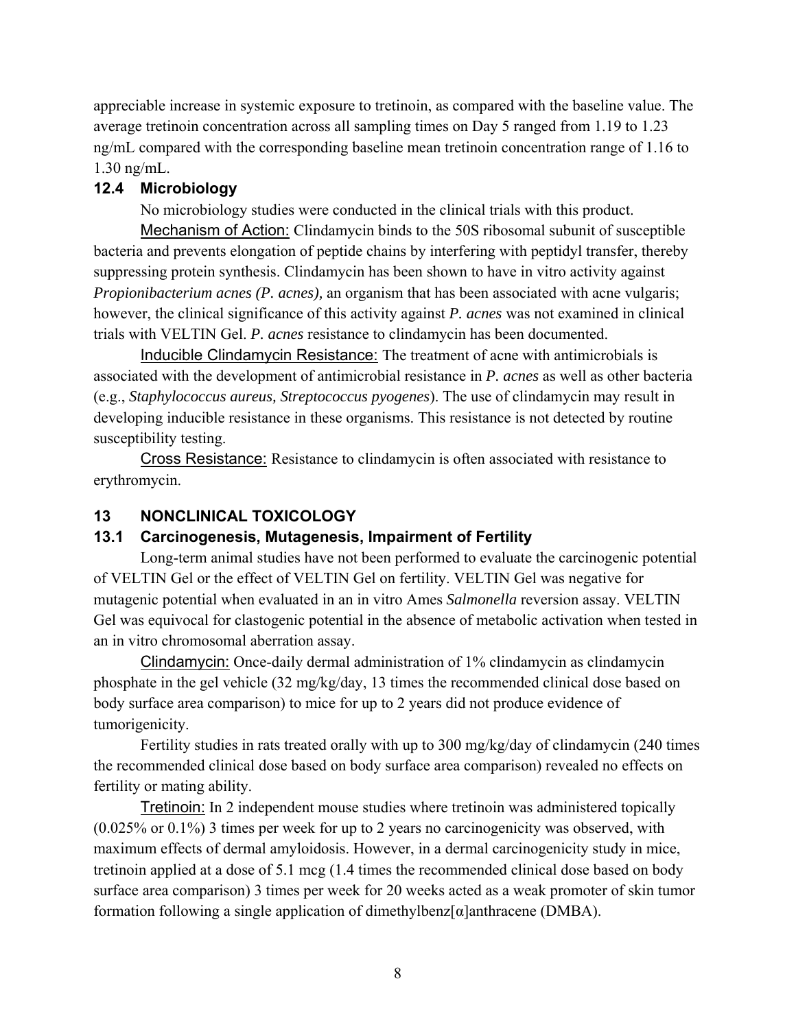appreciable increase in systemic exposure to tretinoin, as compared with the baseline value. The average tretinoin concentration across all sampling times on Day 5 ranged from 1.19 to 1.23 ng/mL compared with the corresponding baseline mean tretinoin concentration range of 1.16 to 1.30 ng/mL.

### 12.4 Microbiology

No microbiology studies were conducted in the clinical trials with this product.

Mechanism of Action: Clindamycin binds to the 50S ribosomal subunit of susceptible bacteria and prevents elongation of peptide chains by interfering with peptidyl transfer, thereby suppressing protein synthesis. Clindamycin has been shown to have in vitro activity against *Propionibacterium acnes (P. acnes),* an organism that has been associated with acne vulgaris; however, the clinical significance of this activity against ***P. acnes*** was not examined in clinical trials with VELTIN Gel. ***P. acnes*** resistance to clindamycin has been documented.

Inducible Clindamycin Resistance: The treatment of acne with antimicrobials is associated with the development of antimicrobial resistance in ***P. acnes*** as well as other bacteria (e.g., *Staphylococcus aureus, Streptococcus pyogenes*). The use of clindamycin may result in developing inducible resistance in these organisms. This resistance is not detected by routine susceptibility testing.

Cross Resistance: Resistance to clindamycin is often associated with resistance to erythromycin.

## 13 NONCLINICAL TOXICOLOGY

### 13.1 Carcinogenesis, Mutagenesis, Impairment of Fertility

Long-term animal studies have not been performed to evaluate the carcinogenic potential of VELTIN Gel or the effect of VELTIN Gel on fertility. VELTIN Gel was negative for mutagenic potential when evaluated in an in vitro Ames *Salmonella* reversion assay. VELTIN Gel was equivocal for clastogenic potential in the absence of metabolic activation when tested in an in vitro chromosomal aberration assay.

Clindamycin: Once-daily dermal administration of 1% clindamycin as clindamycin phosphate in the gel vehicle (32 mg/kg/day, 13 times the recommended clinical dose based on body surface area comparison) to mice for up to 2 years did not produce evidence of tumorigenicity.

Fertility studies in rats treated orally with up to 300 mg/kg/day of clindamycin (240 times the recommended clinical dose based on body surface area comparison) revealed no effects on fertility or mating ability.

Tretinoin: In 2 independent mouse studies where tretinoin was administered topically (0.025% or 0.1%) 3 times per week for up to 2 years no carcinogenicity was observed, with maximum effects of dermal amyloidosis. However, in a dermal carcinogenicity study in mice, tretinoin applied at a dose of 5.1 mcg (1.4 times the recommended clinical dose based on body surface area comparison) 3 times per week for 20 weeks acted as a weak promoter of skin tumor formation following a single application of dimethylbenz[α]anthracene (DMBA).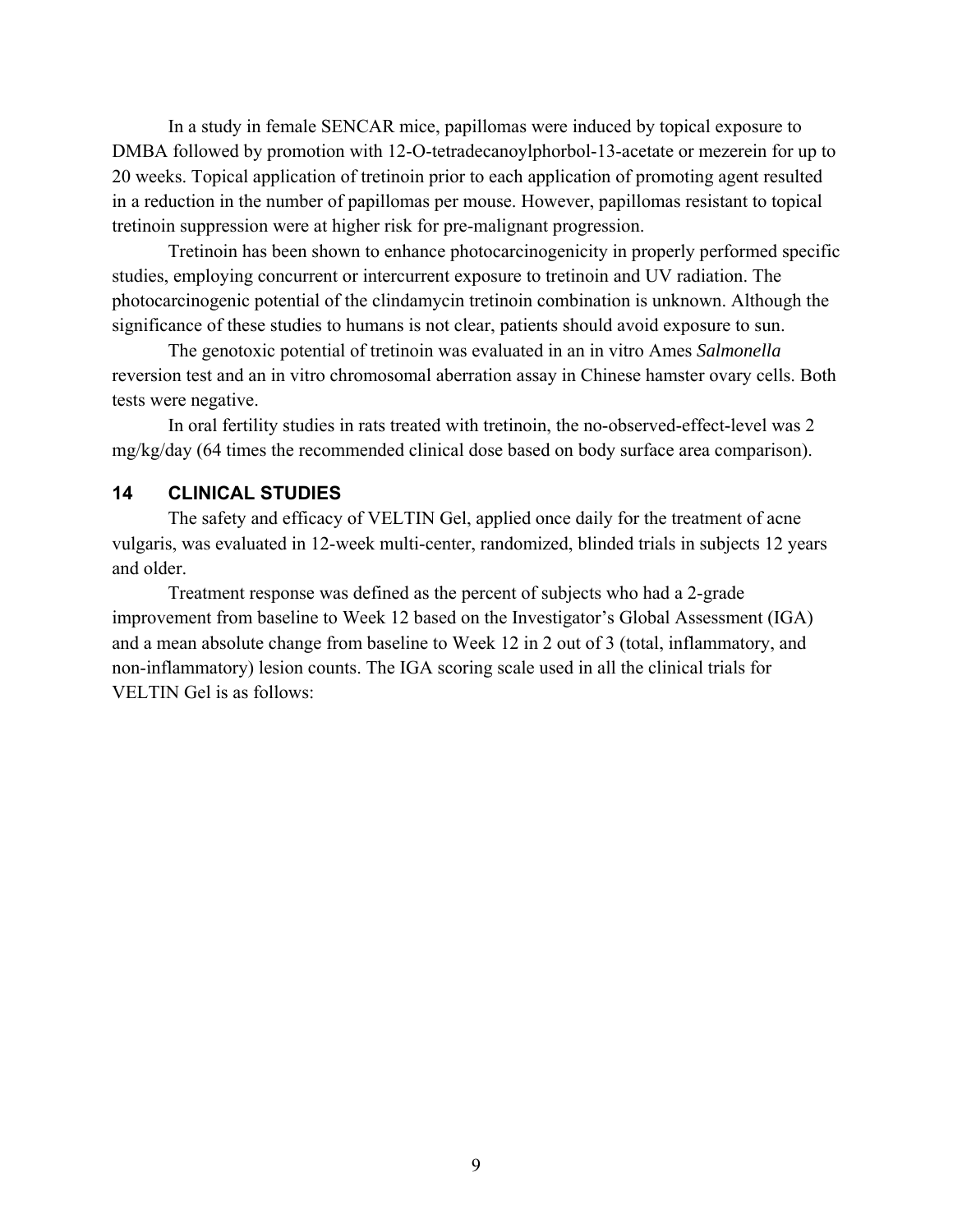In a study in female SENCAR mice, papillomas were induced by topical exposure to DMBA followed by promotion with 12-O-tetradecanoylphorbol-13-acetate or mezerein for up to 20 weeks. Topical application of tretinoin prior to each application of promoting agent resulted in a reduction in the number of papillomas per mouse. However, papillomas resistant to topical tretinoin suppression were at higher risk for pre-malignant progression.

Tretinoin has been shown to enhance photocarcinogenicity in properly performed specific studies, employing concurrent or intercurrent exposure to tretinoin and UV radiation. The photocarcinogenic potential of the clindamycin tretinoin combination is unknown. Although the significance of these studies to humans is not clear, patients should avoid exposure to sun.

The genotoxic potential of tretinoin was evaluated in an in vitro Ames *Salmonella* reversion test and an in vitro chromosomal aberration assay in Chinese hamster ovary cells. Both tests were negative.

In oral fertility studies in rats treated with tretinoin, the no-observed-effect-level was 2 mg/kg/day (64 times the recommended clinical dose based on body surface area comparison).

## 14 CLINICAL STUDIES

The safety and efficacy of VELTIN Gel, applied once daily for the treatment of acne vulgaris, was evaluated in 12-week multi-center, randomized, blinded trials in subjects 12 years and older.

Treatment response was defined as the percent of subjects who had a 2-grade improvement from baseline to Week 12 based on the Investigator's Global Assessment (IGA) and a mean absolute change from baseline to Week 12 in 2 out of 3 (total, inflammatory, and non-inflammatory) lesion counts. The IGA scoring scale used in all the clinical trials for VELTIN Gel is as follows: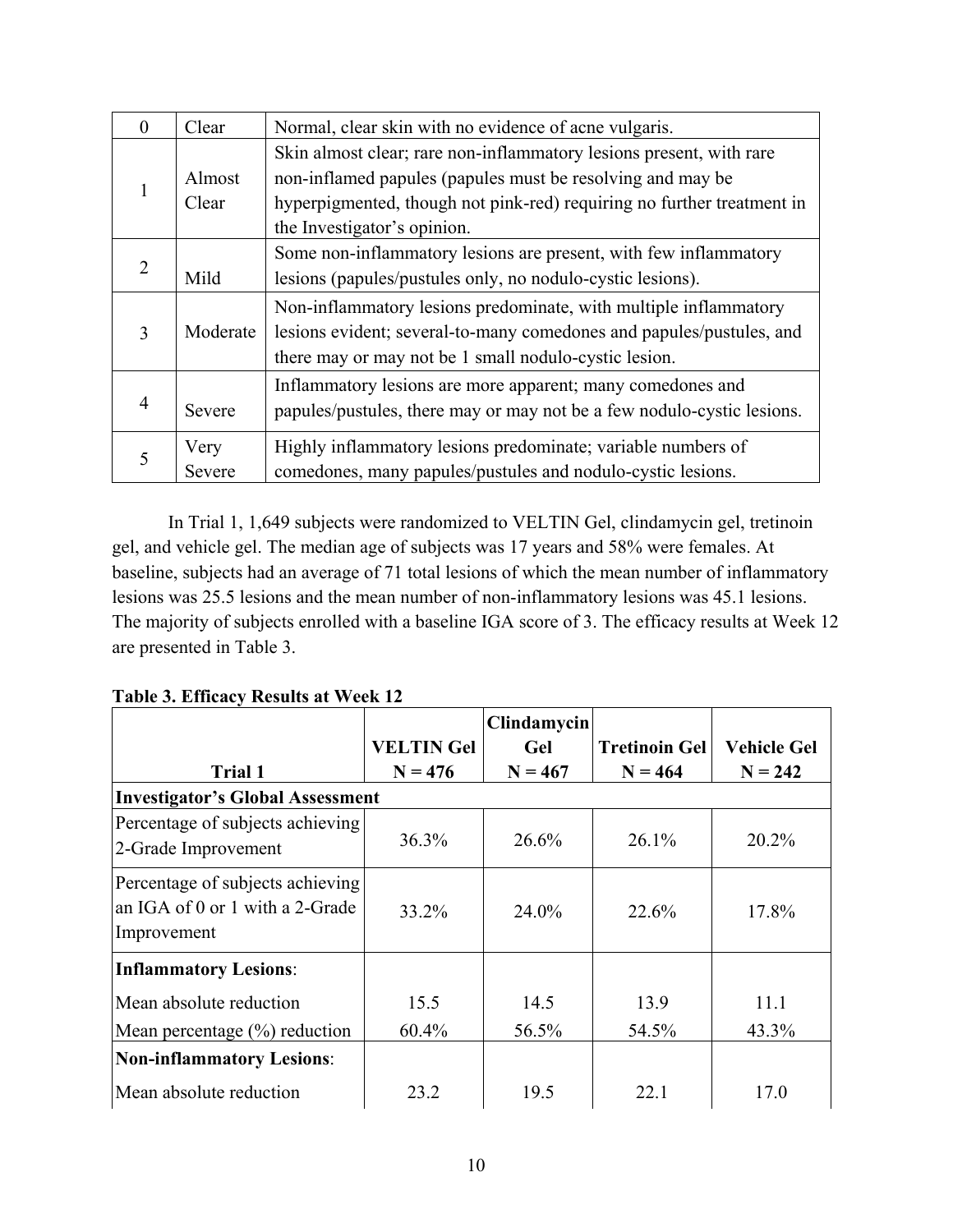| 0 | Clear | Normal, clear skin with no evidence of acne vulgaris. |
|---|---|---|
| 1 | Almost Clear | Skin almost clear; rare non-inflammatory lesions present, with rare non-inflamed papules (papules must be resolving and may be hyperpigmented, though not pink-red) requiring no further treatment in the Investigator's opinion. |
| 2 | Mild | Some non-inflammatory lesions are present, with few inflammatory lesions (papules/pustules only, no nodulo-cystic lesions). |
| 3 | Moderate | Non-inflammatory lesions predominate, with multiple inflammatory lesions evident; several-to-many comedones and papules/pustules, and there may or may not be 1 small nodulo-cystic lesion. |
| 4 | Severe | Inflammatory lesions are more apparent; many comedones and papules/pustules, there may or may not be a few nodulo-cystic lesions. |
| 5 | Very Severe | Highly inflammatory lesions predominate; variable numbers of comedones, many papules/pustules and nodulo-cystic lesions. |

In Trial 1, 1,649 subjects were randomized to VELTIN Gel, clindamycin gel, tretinoin gel, and vehicle gel. The median age of subjects was 17 years and 58% were females. At baseline, subjects had an average of 71 total lesions of which the mean number of inflammatory lesions was 25.5 lesions and the mean number of non-inflammatory lesions was 45.1 lesions. The majority of subjects enrolled with a baseline IGA score of 3. The efficacy results at Week 12 are presented in Table 3.

**Table 3. Efficacy Results at Week 12**

| **Trial 1** | **VELTIN Gel N = 476** | **Clindamycin Gel N = 467** | **Tretinoin Gel N = 464** | **Vehicle Gel N = 242** |
|---|---|---|---|---|
| **Investigator's Global Assessment** | | | | |
| Percentage of subjects achieving 2-Grade Improvement | 36.3% | 26.6% | 26.1% | 20.2% |
| Percentage of subjects achieving an IGA of 0 or 1 with a 2-Grade Improvement | 33.2% | 24.0% | 22.6% | 17.8% |
| **Inflammatory Lesions**: | | | | |
| Mean absolute reduction | 15.5 | 14.5 | 13.9 | 11.1 |
| Mean percentage (%) reduction | 60.4% | 56.5% | 54.5% | 43.3% |
| **Non-inflammatory Lesions**: | | | | |
| Mean absolute reduction | 23.2 | 19.5 | 22.1 | 17.0 |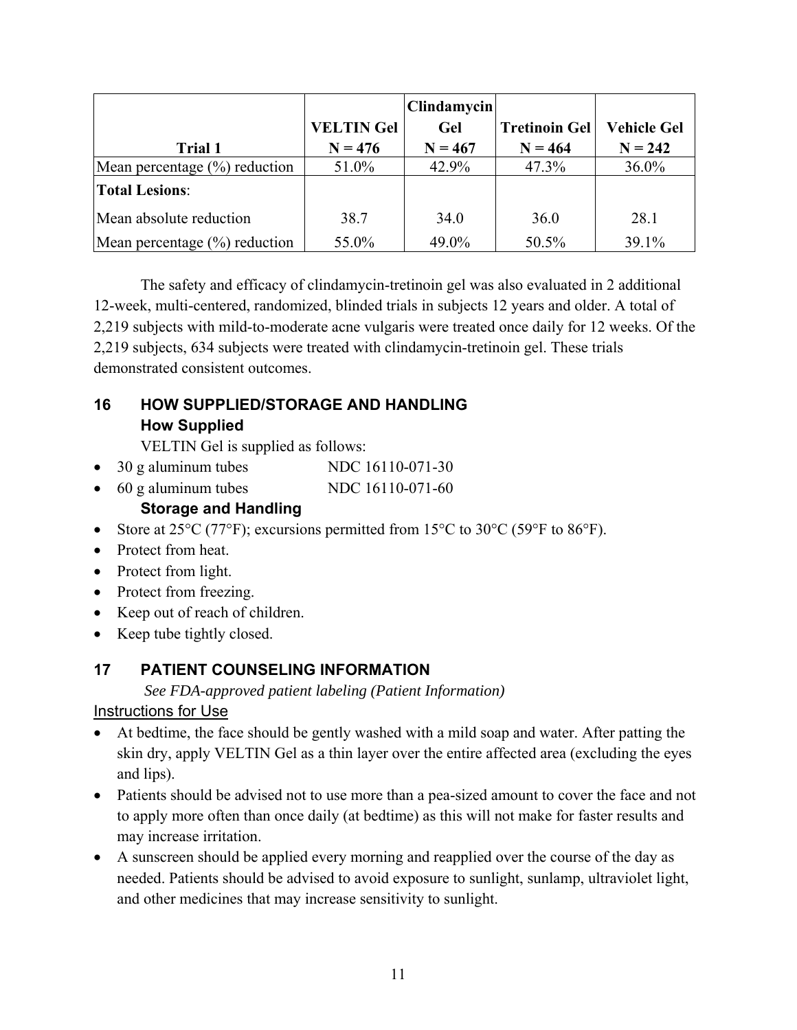| Trial 1 | VELTIN Gel N = 476 | Clindamycin Gel N = 467 | Tretinoin Gel N = 464 | Vehicle Gel N = 242 |
|---|---|---|---|---|
| Mean percentage (%) reduction | 51.0% | 42.9% | 47.3% | 36.0% |
| **Total Lesions**: | | | | |
| Mean absolute reduction | 38.7 | 34.0 | 36.0 | 28.1 |
| Mean percentage (%) reduction | 55.0% | 49.0% | 50.5% | 39.1% |

The safety and efficacy of clindamycin-tretinoin gel was also evaluated in 2 additional 12-week, multi-centered, randomized, blinded trials in subjects 12 years and older. A total of 2,219 subjects with mild-to-moderate acne vulgaris were treated once daily for 12 weeks. Of the 2,219 subjects, 634 subjects were treated with clindamycin-tretinoin gel. These trials demonstrated consistent outcomes.

## 16 HOW SUPPLIED/STORAGE AND HANDLING

### How Supplied

VELTIN Gel is supplied as follows:

- 30 g aluminum tubes NDC 16110-071-30
- 60 g aluminum tubes NDC 16110-071-60

### Storage and Handling

- Store at 25°C (77°F); excursions permitted from 15°C to 30°C (59°F to 86°F).
- Protect from heat.
- Protect from light.
- Protect from freezing.
- Keep out of reach of children.
- Keep tube tightly closed.

## 17 PATIENT COUNSELING INFORMATION

*See FDA-approved patient labeling (Patient Information)*

Instructions for Use

- At bedtime, the face should be gently washed with a mild soap and water. After patting the skin dry, apply VELTIN Gel as a thin layer over the entire affected area (excluding the eyes and lips).
- Patients should be advised not to use more than a pea-sized amount to cover the face and not to apply more often than once daily (at bedtime) as this will not make for faster results and may increase irritation.
- A sunscreen should be applied every morning and reapplied over the course of the day as needed. Patients should be advised to avoid exposure to sunlight, sunlamp, ultraviolet light, and other medicines that may increase sensitivity to sunlight.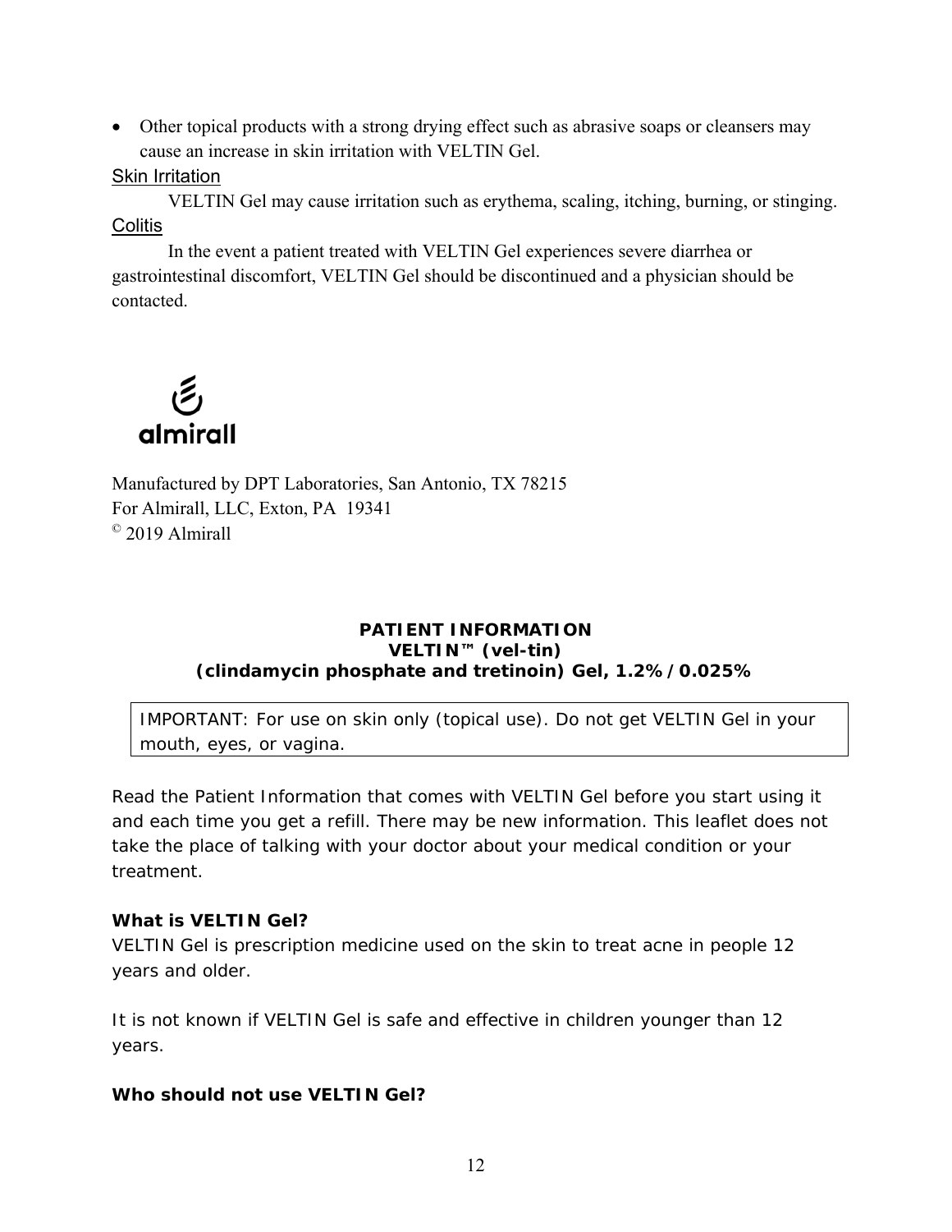- Other topical products with a strong drying effect such as abrasive soaps or cleansers may cause an increase in skin irritation with VELTIN Gel.

Skin Irritation

VELTIN Gel may cause irritation such as erythema, scaling, itching, burning, or stinging.

Colitis

In the event a patient treated with VELTIN Gel experiences severe diarrhea or gastrointestinal discomfort, VELTIN Gel should be discontinued and a physician should be contacted.

almirall

Manufactured by DPT Laboratories, San Antonio, TX 78215
For Almirall, LLC, Exton, PA 19341
© 2019 Almirall

**PATIENT INFORMATION**
**VELTIN™ (vel-tin)**
**(clindamycin phosphate and tretinoin) Gel, 1.2% /0.025%**

| IMPORTANT: For use on skin only (topical use). Do not get VELTIN Gel in your mouth, eyes, or vagina. |
|---|

Read the Patient Information that comes with VELTIN Gel before you start using it and each time you get a refill. There may be new information. This leaflet does not take the place of talking with your doctor about your medical condition or your treatment.

**What is VELTIN Gel?**

VELTIN Gel is prescription medicine used on the skin to treat acne in people 12 years and older.

It is not known if VELTIN Gel is safe and effective in children younger than 12 years.

**Who should not use VELTIN Gel?**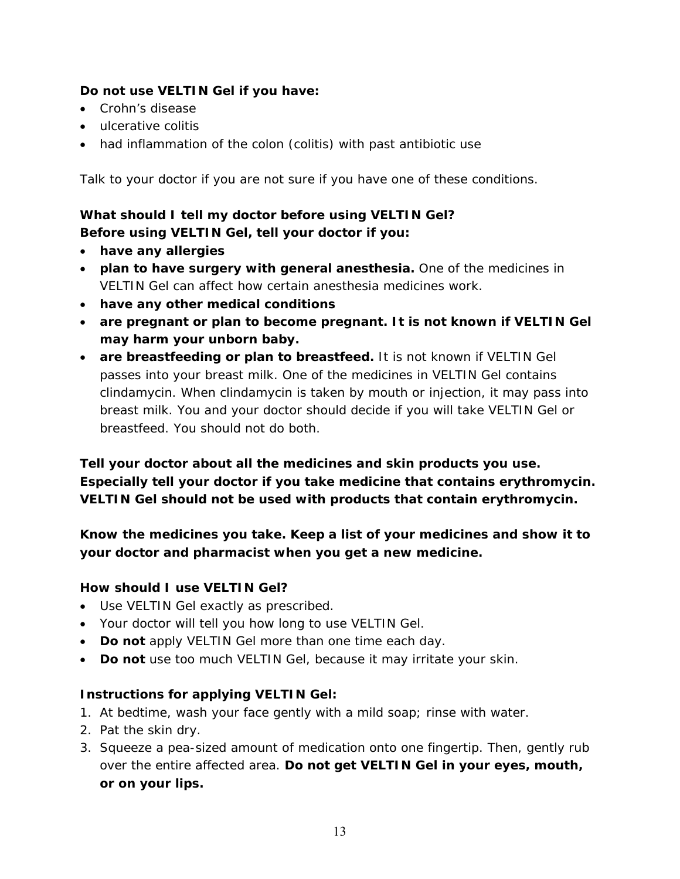**Do not use VELTIN Gel if you have:**

- Crohn's disease
- ulcerative colitis
- had inflammation of the colon (colitis) with past antibiotic use

Talk to your doctor if you are not sure if you have one of these conditions.

**What should I tell my doctor before using VELTIN Gel?**
**Before using VELTIN Gel, tell your doctor if you:**

- **have any allergies**
- **plan to have surgery with general anesthesia.** One of the medicines in VELTIN Gel can affect how certain anesthesia medicines work.
- **have any other medical conditions**
- **are pregnant or plan to become pregnant. It is not known if VELTIN Gel may harm your unborn baby.**
- **are breastfeeding or plan to breastfeed.** It is not known if VELTIN Gel passes into your breast milk. One of the medicines in VELTIN Gel contains clindamycin. When clindamycin is taken by mouth or injection, it may pass into breast milk. You and your doctor should decide if you will take VELTIN Gel or breastfeed. You should not do both.

**Tell your doctor about all the medicines and skin products you use. Especially tell your doctor if you take medicine that contains erythromycin. VELTIN Gel should not be used with products that contain erythromycin.**

**Know the medicines you take. Keep a list of your medicines and show it to your doctor and pharmacist when you get a new medicine.**

**How should I use VELTIN Gel?**

- Use VELTIN Gel exactly as prescribed.
- Your doctor will tell you how long to use VELTIN Gel.
- **Do not** apply VELTIN Gel more than one time each day.
- **Do not** use too much VELTIN Gel, because it may irritate your skin.

**Instructions for applying VELTIN Gel:**

1. At bedtime, wash your face gently with a mild soap; rinse with water.
2. Pat the skin dry.
3. Squeeze a pea-sized amount of medication onto one fingertip. Then, gently rub over the entire affected area. **Do not get VELTIN Gel in your eyes, mouth, or on your lips.**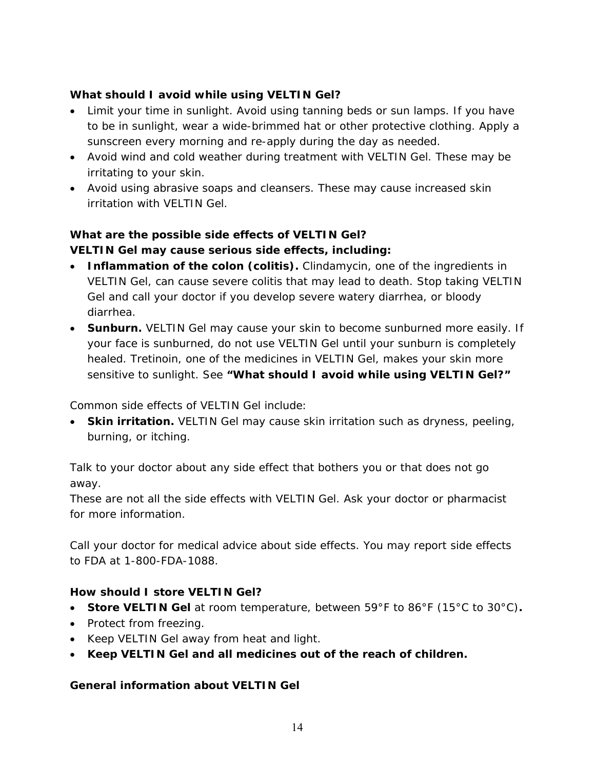**What should I avoid while using VELTIN Gel?**

- Limit your time in sunlight. Avoid using tanning beds or sun lamps. If you have to be in sunlight, wear a wide-brimmed hat or other protective clothing. Apply a sunscreen every morning and re-apply during the day as needed.
- Avoid wind and cold weather during treatment with VELTIN Gel. These may be irritating to your skin.
- Avoid using abrasive soaps and cleansers. These may cause increased skin irritation with VELTIN Gel.

**What are the possible side effects of VELTIN Gel?**
**VELTIN Gel may cause serious side effects, including:**

- **Inflammation of the colon (colitis).** Clindamycin, one of the ingredients in VELTIN Gel, can cause severe colitis that may lead to death. Stop taking VELTIN Gel and call your doctor if you develop severe watery diarrhea, or bloody diarrhea.
- **Sunburn.** VELTIN Gel may cause your skin to become sunburned more easily. If your face is sunburned, do not use VELTIN Gel until your sunburn is completely healed. Tretinoin, one of the medicines in VELTIN Gel, makes your skin more sensitive to sunlight. See **"What should I avoid while using VELTIN Gel?"**

Common side effects of VELTIN Gel include:

- **Skin irritation.** VELTIN Gel may cause skin irritation such as dryness, peeling, burning, or itching.

Talk to your doctor about any side effect that bothers you or that does not go away.
These are not all the side effects with VELTIN Gel. Ask your doctor or pharmacist for more information.

Call your doctor for medical advice about side effects. You may report side effects to FDA at 1-800-FDA-1088.

**How should I store VELTIN Gel?**

- **Store VELTIN Gel** at room temperature, between 59°F to 86°F (15°C to 30°C)**.**
- Protect from freezing.
- Keep VELTIN Gel away from heat and light.
- **Keep VELTIN Gel and all medicines out of the reach of children.**

**General information about VELTIN Gel**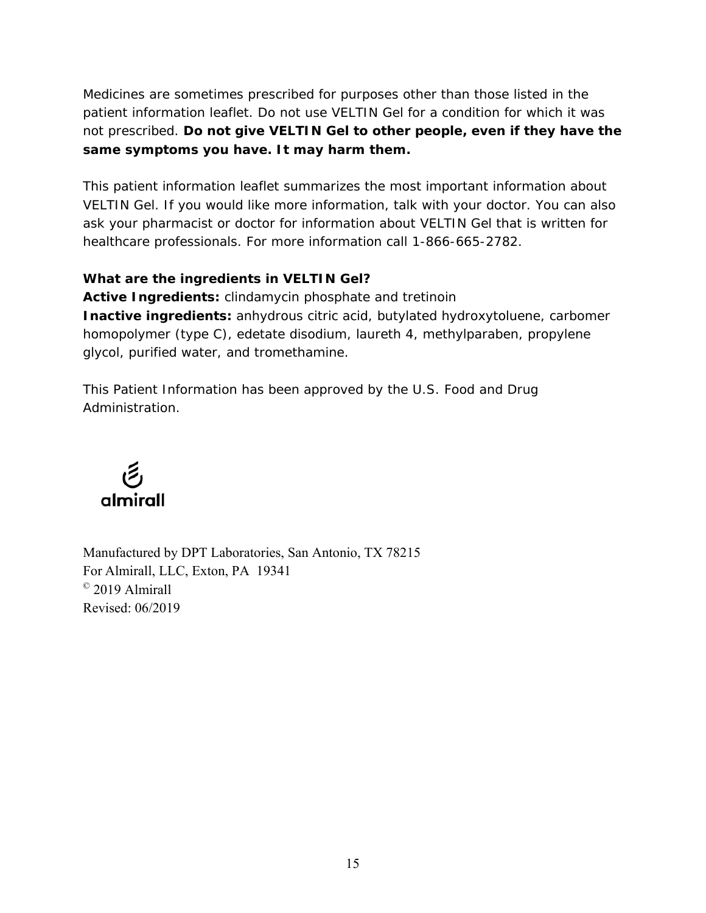Medicines are sometimes prescribed for purposes other than those listed in the patient information leaflet. Do not use VELTIN Gel for a condition for which it was not prescribed. **Do not give VELTIN Gel to other people, even if they have the same symptoms you have. It may harm them.**

This patient information leaflet summarizes the most important information about VELTIN Gel. If you would like more information, talk with your doctor. You can also ask your pharmacist or doctor for information about VELTIN Gel that is written for healthcare professionals. For more information call 1-866-665-2782.

**What are the ingredients in VELTIN Gel?**

**Active Ingredients:** clindamycin phosphate and tretinoin

**Inactive ingredients:** anhydrous citric acid, butylated hydroxytoluene, carbomer homopolymer (type C), edetate disodium, laureth 4, methylparaben, propylene glycol, purified water, and tromethamine.

This Patient Information has been approved by the U.S. Food and Drug Administration.

almirall

Manufactured by DPT Laboratories, San Antonio, TX 78215
For Almirall, LLC, Exton, PA 19341
© 2019 Almirall
Revised: 06/2019